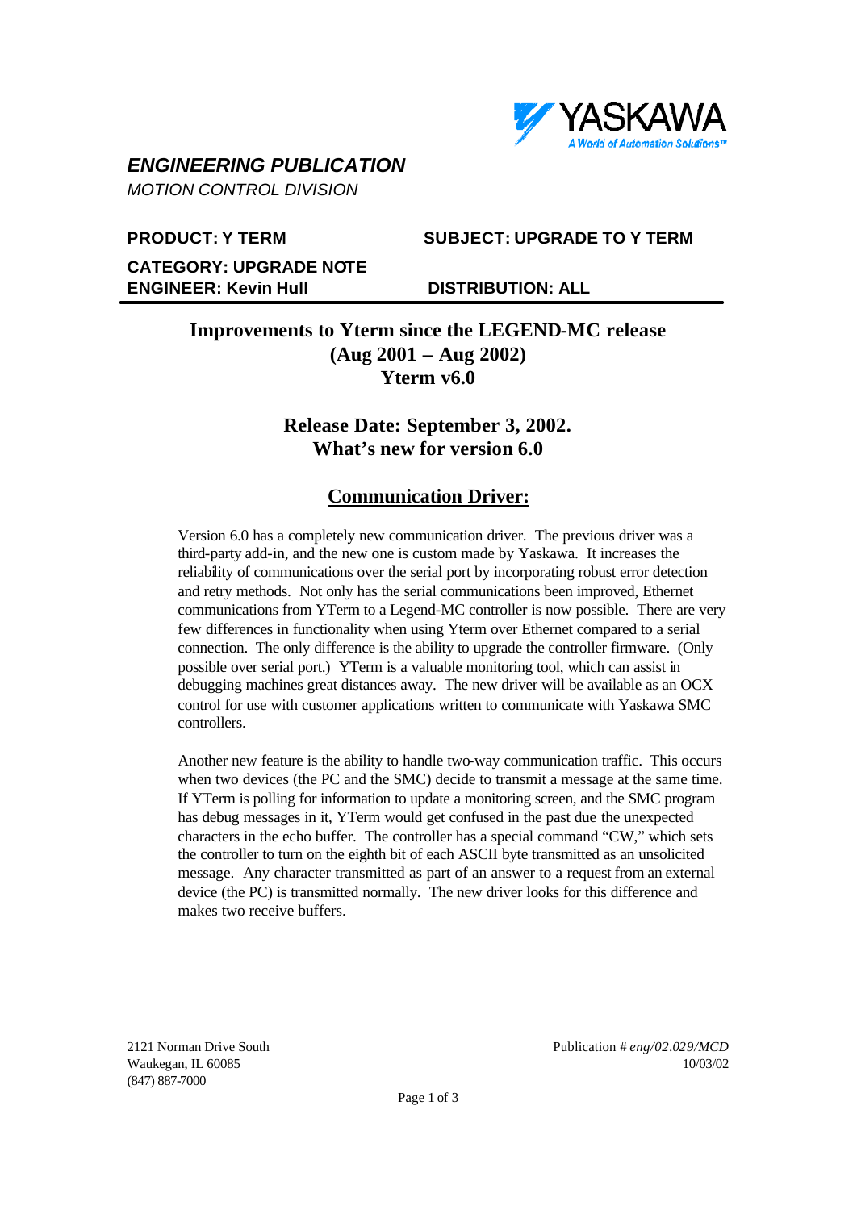## *ENGINEERING PUBLICATION*

*MOTION CONTROL DIVISION*

**PRODUCT: Y TERM** **SUBJECT: UPGRADE TO Y TERM**

**CATEGORY: UPGRADE NOTE**

**ENGINEER: Kevin Hull** **DISTRIBUTION: ALL**

---

# Improvements to Yterm since the LEGEND-MC release (Aug 2001 – Aug 2002) Yterm v6.0

## Release Date: September 3, 2002. What's new for version 6.0

## Communication Driver:

Version 6.0 has a completely new communication driver. The previous driver was a third-party add-in, and the new one is custom made by Yaskawa. It increases the reliability of communications over the serial port by incorporating robust error detection and retry methods. Not only has the serial communications been improved, Ethernet communications from YTerm to a Legend-MC controller is now possible. There are very few differences in functionality when using Yterm over Ethernet compared to a serial connection. The only difference is the ability to upgrade the controller firmware. (Only possible over serial port.) YTerm is a valuable monitoring tool, which can assist in debugging machines great distances away. The new driver will be available as an OCX control for use with customer applications written to communicate with Yaskawa SMC controllers.

Another new feature is the ability to handle two-way communication traffic. This occurs when two devices (the PC and the SMC) decide to transmit a message at the same time. If YTerm is polling for information to update a monitoring screen, and the SMC program has debug messages in it, YTerm would get confused in the past due the unexpected characters in the echo buffer. The controller has a special command "CW," which sets the controller to turn on the eighth bit of each ASCII byte transmitted as an unsolicited message. Any character transmitted as part of an answer to a request from an external device (the PC) is transmitted normally. The new driver looks for this difference and makes two receive buffers.

2121 Norman Drive South
Waukegan, IL 60085
(847) 887-7000

Publication # *eng/02.029/MCD*
10/03/02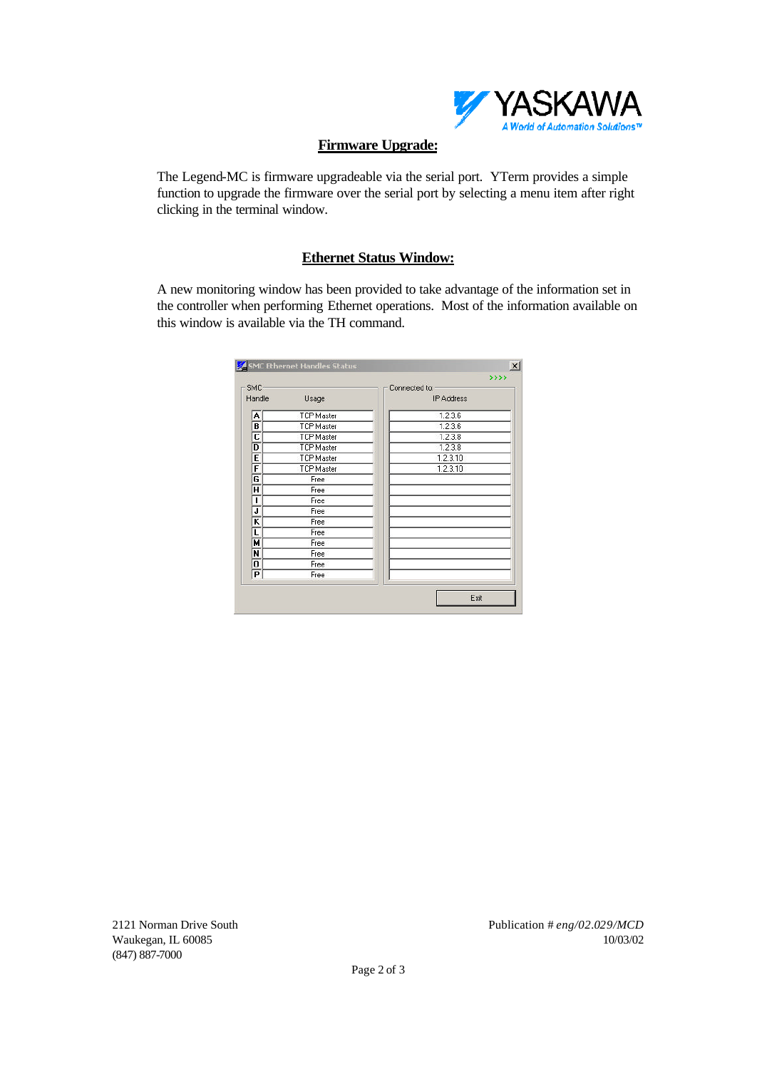## Firmware Upgrade:

The Legend-MC is firmware upgradeable via the serial port. YTerm provides a simple function to upgrade the firmware over the serial port by selecting a menu item after right clicking in the terminal window.

## Ethernet Status Window:

A new monitoring window has been provided to take advantage of the information set in the controller when performing Ethernet operations. Most of the information available on this window is available via the TH command.

**SMC Ethernet Handles Status**

| SMC Handle | Usage | Connected to IP Address |
|---|---|---|
| A | TCP Master | 1.2.3.6 |
| B | TCP Master | 1.2.3.6 |
| C | TCP Master | 1.2.3.8 |
| D | TCP Master | 1.2.3.8 |
| E | TCP Master | 1.2.3.10 |
| F | TCP Master | 1.2.3.10 |
| G | Free | |
| H | Free | |
| I | Free | |
| J | Free | |
| K | Free | |
| L | Free | |
| M | Free | |
| N | Free | |
| O | Free | |
| P | Free | |

Exit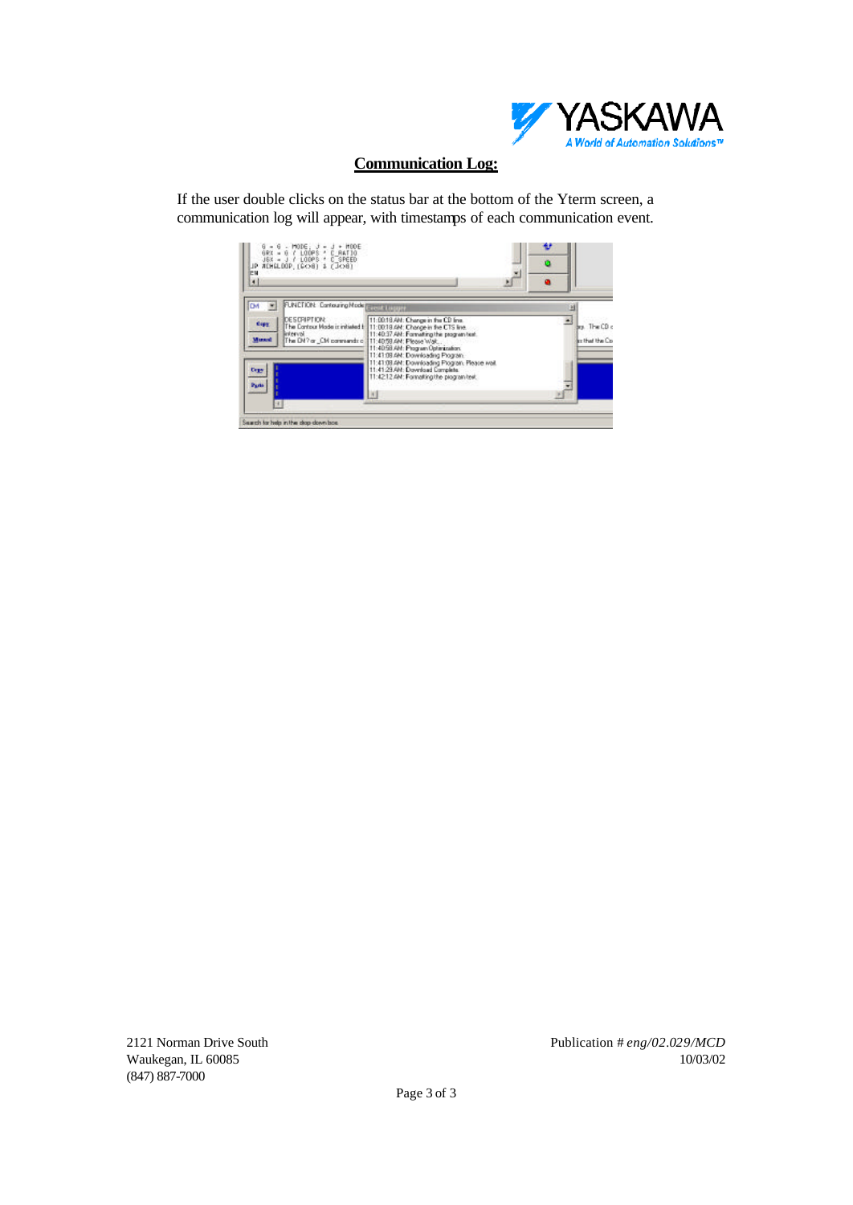## Communication Log:

If the user double clicks on the status bar at the bottom of the Yterm screen, a communication log will appear, with timestamps of each communication event.

2121 Norman Drive South
Waukegan, IL 60085
(847) 887-7000

Publication # *eng/02.029/MCD*
10/03/02